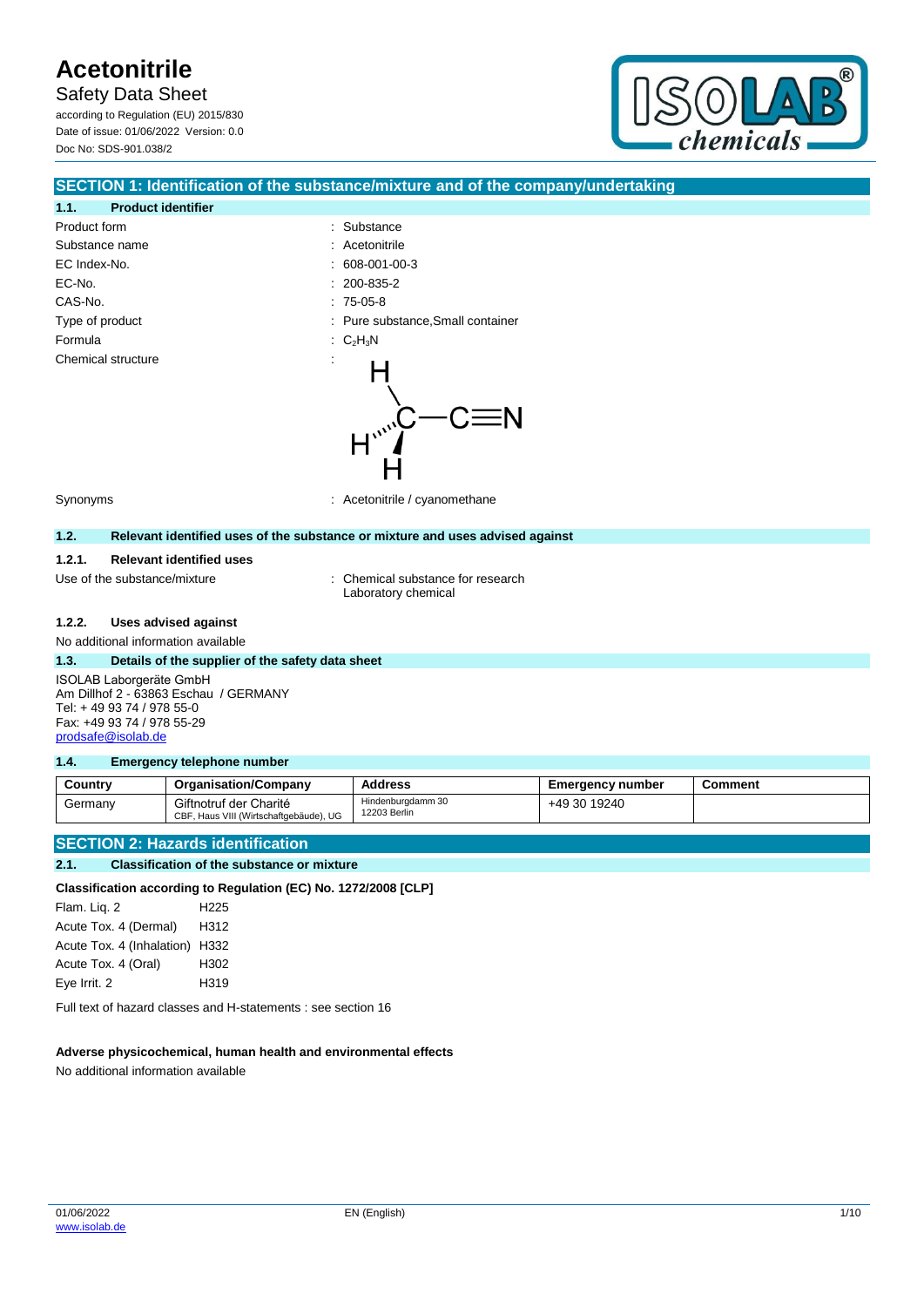# Acetonitrile

Safety Data Sheet

according to Regulation (EU) 2015/830

Date of issue: 01/06/2022 Version: 0.0

Doc No: SDS-901.038/2

## SECTION 1: Identification of the substance/mixture and of the company/undertaking

### 1.1. Product identifier

| | |
|---|---|
| Product form | : Substance |
| Substance name | : Acetonitrile |
| EC Index-No. | : 608-001-00-3 |
| EC-No. | : 200-835-2 |
| CAS-No. | : 75-05-8 |
| Type of product | : Pure substance,Small container |
| Formula | : $C_2H_3N$ |
| Chemical structure | : |
| Synonyms | : Acetonitrile / cyanomethane |

### 1.2. Relevant identified uses of the substance or mixture and uses advised against

#### 1.2.1. Relevant identified uses

Use of the substance/mixture : Chemical substance for research
Laboratory chemical

#### 1.2.2. Uses advised against

No additional information available

### 1.3. Details of the supplier of the safety data sheet

ISOLAB Laborgeräte GmbH
Am Dillhof 2 - 63863 Eschau / GERMANY
Tel: + 49 93 74 / 978 55-0
Fax: +49 93 74 / 978 55-29
prodsafe@isolab.de

### 1.4. Emergency telephone number

| Country | Organisation/Company | Address | Emergency number | Comment |
|---|---|---|---|---|
| Germany | Giftnotruf der Charité<br>CBF, Haus VIII (Wirtschaftgebäude), UG | Hindenburgdamm 30<br>12203 Berlin | +49 30 19240 | |

## SECTION 2: Hazards identification

### 2.1. Classification of the substance or mixture

**Classification according to Regulation (EC) No. 1272/2008 [CLP]**

| | |
|---|---|
| Flam. Liq. 2 | H225 |
| Acute Tox. 4 (Dermal) | H312 |
| Acute Tox. 4 (Inhalation) | H332 |
| Acute Tox. 4 (Oral) | H302 |
| Eye Irrit. 2 | H319 |

Full text of hazard classes and H-statements : see section 16

**Adverse physicochemical, human health and environmental effects**

No additional information available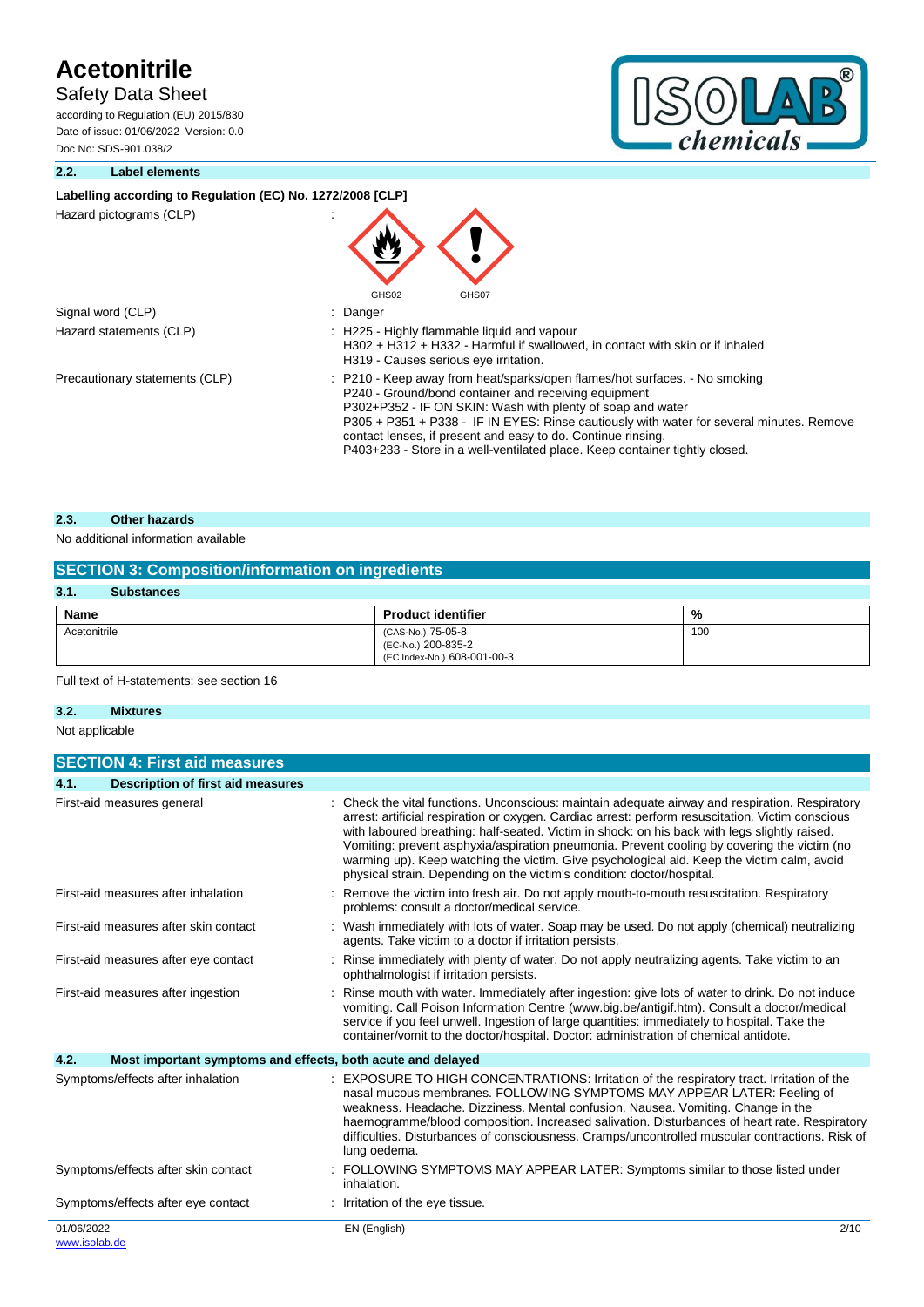### 2.2. Label elements

**Labelling according to Regulation (EC) No. 1272/2008 [CLP]**

Hazard pictograms (CLP) :

GHS02 GHS07

Signal word (CLP) : Danger

Hazard statements (CLP) : H225 - Highly flammable liquid and vapour
H302 + H312 + H332 - Harmful if swallowed, in contact with skin or if inhaled
H319 - Causes serious eye irritation.

Precautionary statements (CLP) : P210 - Keep away from heat/sparks/open flames/hot surfaces. - No smoking
P240 - Ground/bond container and receiving equipment
P302+P352 - IF ON SKIN: Wash with plenty of soap and water
P305 + P351 + P338 - IF IN EYES: Rinse cautiously with water for several minutes. Remove contact lenses, if present and easy to do. Continue rinsing.
P403+233 - Store in a well-ventilated place. Keep container tightly closed.

### 2.3. Other hazards

No additional information available

## SECTION 3: Composition/information on ingredients

### 3.1. Substances

| Name | Product identifier | % |
|---|---|---|
| Acetonitrile | (CAS-No.) 75-05-8<br>(EC-No.) 200-835-2<br>(EC Index-No.) 608-001-00-3 | 100 |

Full text of H-statements: see section 16

### 3.2. Mixtures

Not applicable

## SECTION 4: First aid measures

### 4.1. Description of first aid measures

First-aid measures general : Check the vital functions. Unconscious: maintain adequate airway and respiration. Respiratory arrest: artificial respiration or oxygen. Cardiac arrest: perform resuscitation. Victim conscious with laboured breathing: half-seated. Victim in shock: on his back with legs slightly raised. Vomiting: prevent asphyxia/aspiration pneumonia. Prevent cooling by covering the victim (no warming up). Keep watching the victim. Give psychological aid. Keep the victim calm, avoid physical strain. Depending on the victim's condition: doctor/hospital.

First-aid measures after inhalation : Remove the victim into fresh air. Do not apply mouth-to-mouth resuscitation. Respiratory problems: consult a doctor/medical service.

First-aid measures after skin contact : Wash immediately with lots of water. Soap may be used. Do not apply (chemical) neutralizing agents. Take victim to a doctor if irritation persists.

First-aid measures after eye contact : Rinse immediately with plenty of water. Do not apply neutralizing agents. Take victim to an ophthalmologist if irritation persists.

First-aid measures after ingestion : Rinse mouth with water. Immediately after ingestion: give lots of water to drink. Do not induce vomiting. Call Poison Information Centre (www.big.be/antigif.htm). Consult a doctor/medical service if you feel unwell. Ingestion of large quantities: immediately to hospital. Take the container/vomit to the doctor/hospital. Doctor: administration of chemical antidote.

### 4.2. Most important symptoms and effects, both acute and delayed

Symptoms/effects after inhalation : EXPOSURE TO HIGH CONCENTRATIONS: Irritation of the respiratory tract. Irritation of the nasal mucous membranes. FOLLOWING SYMPTOMS MAY APPEAR LATER: Feeling of weakness. Headache. Dizziness. Mental confusion. Nausea. Vomiting. Change in the haemogramme/blood composition. Increased salivation. Disturbances of heart rate. Respiratory difficulties. Disturbances of consciousness. Cramps/uncontrolled muscular contractions. Risk of lung oedema.

Symptoms/effects after skin contact : FOLLOWING SYMPTOMS MAY APPEAR LATER: Symptoms similar to those listed under inhalation.

Symptoms/effects after eye contact : Irritation of the eye tissue.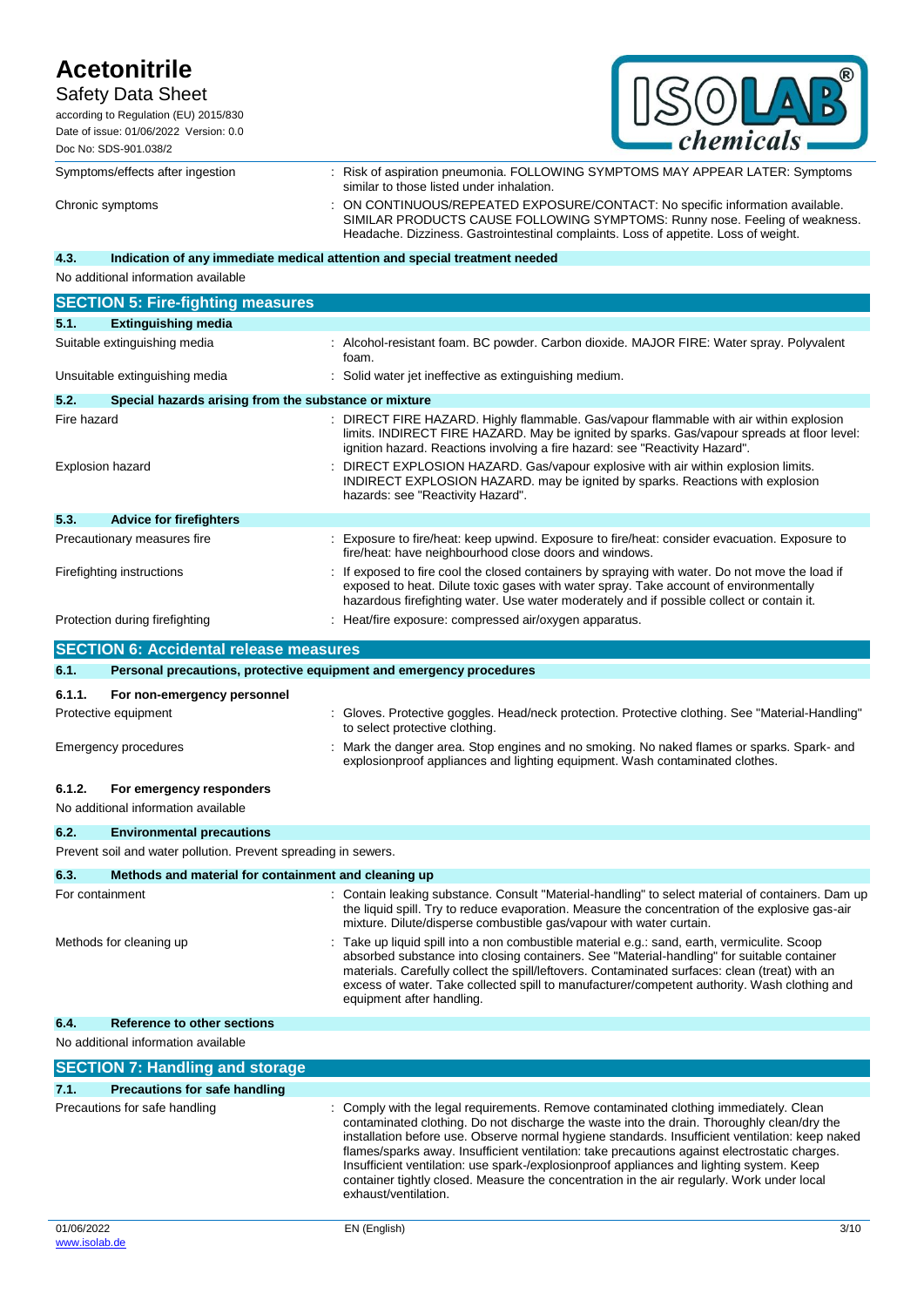| | |
|---|---|
| Symptoms/effects after ingestion | : Risk of aspiration pneumonia. FOLLOWING SYMPTOMS MAY APPEAR LATER: Symptoms similar to those listed under inhalation. |
| Chronic symptoms | : ON CONTINUOUS/REPEATED EXPOSURE/CONTACT: No specific information available. SIMILAR PRODUCTS CAUSE FOLLOWING SYMPTOMS: Runny nose. Feeling of weakness. Headache. Dizziness. Gastrointestinal complaints. Loss of appetite. Loss of weight. |

### 4.3. Indication of any immediate medical attention and special treatment needed

No additional information available

## SECTION 5: Fire-fighting measures

### 5.1. Extinguishing media

| | |
|---|---|
| Suitable extinguishing media | : Alcohol-resistant foam. BC powder. Carbon dioxide. MAJOR FIRE: Water spray. Polyvalent foam. |
| Unsuitable extinguishing media | : Solid water jet ineffective as extinguishing medium. |

### 5.2. Special hazards arising from the substance or mixture

| | |
|---|---|
| Fire hazard | : DIRECT FIRE HAZARD. Highly flammable. Gas/vapour flammable with air within explosion limits. INDIRECT FIRE HAZARD. May be ignited by sparks. Gas/vapour spreads at floor level: ignition hazard. Reactions involving a fire hazard: see "Reactivity Hazard". |
| Explosion hazard | : DIRECT EXPLOSION HAZARD. Gas/vapour explosive with air within explosion limits. INDIRECT EXPLOSION HAZARD. may be ignited by sparks. Reactions with explosion hazards: see "Reactivity Hazard". |

### 5.3. Advice for firefighters

| | |
|---|---|
| Precautionary measures fire | : Exposure to fire/heat: keep upwind. Exposure to fire/heat: consider evacuation. Exposure to fire/heat: have neighbourhood close doors and windows. |
| Firefighting instructions | : If exposed to fire cool the closed containers by spraying with water. Do not move the load if exposed to heat. Dilute toxic gases with water spray. Take account of environmentally hazardous firefighting water. Use water moderately and if possible collect or contain it. |
| Protection during firefighting | : Heat/fire exposure: compressed air/oxygen apparatus. |

## SECTION 6: Accidental release measures

### 6.1. Personal precautions, protective equipment and emergency procedures

#### 6.1.1. For non-emergency personnel

| | |
|---|---|
| Protective equipment | : Gloves. Protective goggles. Head/neck protection. Protective clothing. See "Material-Handling" to select protective clothing. |
| Emergency procedures | : Mark the danger area. Stop engines and no smoking. No naked flames or sparks. Spark- and explosionproof appliances and lighting equipment. Wash contaminated clothes. |

#### 6.1.2. For emergency responders

No additional information available

### 6.2. Environmental precautions

Prevent soil and water pollution. Prevent spreading in sewers.

### 6.3. Methods and material for containment and cleaning up

| | |
|---|---|
| For containment | : Contain leaking substance. Consult "Material-handling" to select material of containers. Dam up the liquid spill. Try to reduce evaporation. Measure the concentration of the explosive gas-air mixture. Dilute/disperse combustible gas/vapour with water curtain. |
| Methods for cleaning up | : Take up liquid spill into a non combustible material e.g.: sand, earth, vermiculite. Scoop absorbed substance into closing containers. See "Material-handling" for suitable container materials. Carefully collect the spill/leftovers. Contaminated surfaces: clean (treat) with an excess of water. Take collected spill to manufacturer/competent authority. Wash clothing and equipment after handling. |

### 6.4. Reference to other sections

No additional information available

## SECTION 7: Handling and storage

### 7.1. Precautions for safe handling

| | |
|---|---|
| Precautions for safe handling | : Comply with the legal requirements. Remove contaminated clothing immediately. Clean contaminated clothing. Do not discharge the waste into the drain. Thoroughly clean/dry the installation before use. Observe normal hygiene standards. Insufficient ventilation: keep naked flames/sparks away. Insufficient ventilation: take precautions against electrostatic charges. Insufficient ventilation: use spark-/explosionproof appliances and lighting system. Keep container tightly closed. Measure the concentration in the air regularly. Work under local exhaust/ventilation. |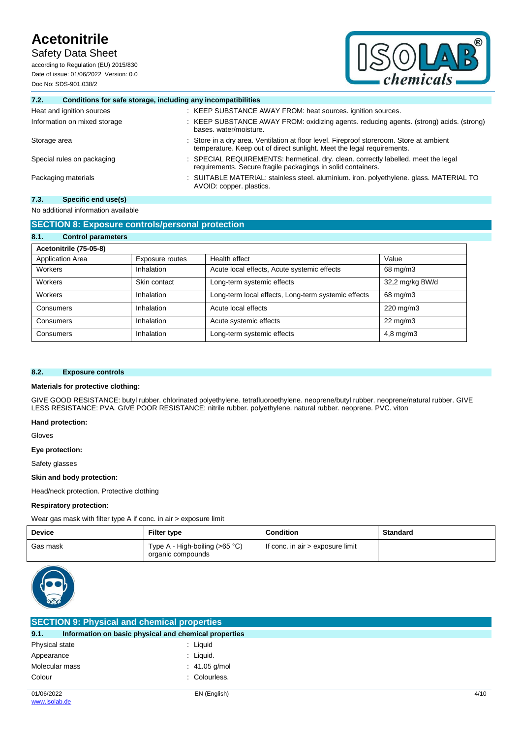### 7.2. Conditions for safe storage, including any incompatibilities

| | |
|---|---|
| Heat and ignition sources | : KEEP SUBSTANCE AWAY FROM: heat sources. ignition sources. |
| Information on mixed storage | : KEEP SUBSTANCE AWAY FROM: oxidizing agents. reducing agents. (strong) acids. (strong) bases. water/moisture. |
| Storage area | : Store in a dry area. Ventilation at floor level. Fireproof storeroom. Store at ambient temperature. Keep out of direct sunlight. Meet the legal requirements. |
| Special rules on packaging | : SPECIAL REQUIREMENTS: hermetical. dry. clean. correctly labelled. meet the legal requirements. Secure fragile packagings in solid containers. |
| Packaging materials | : SUITABLE MATERIAL: stainless steel. aluminium. iron. polyethylene. glass. MATERIAL TO AVOID: copper. plastics. |

### 7.3. Specific end use(s)

No additional information available

## SECTION 8: Exposure controls/personal protection

### 8.1. Control parameters

| **Acetonitrile (75-05-8)** | | | |
|---|---|---|---|
| Application Area | Exposure routes | Health effect | Value |
| Workers | Inhalation | Acute local effects, Acute systemic effects | 68 mg/m3 |
| Workers | Skin contact | Long-term systemic effects | 32,2 mg/kg BW/d |
| Workers | Inhalation | Long-term local effects, Long-term systemic effects | 68 mg/m3 |
| Consumers | Inhalation | Acute local effects | 220 mg/m3 |
| Consumers | Inhalation | Acute systemic effects | 22 mg/m3 |
| Consumers | Inhalation | Long-term systemic effects | 4,8 mg/m3 |

### 8.2. Exposure controls

**Materials for protective clothing:**

GIVE GOOD RESISTANCE: butyl rubber. chlorinated polyethylene. tetrafluoroethylene. neoprene/butyl rubber. neoprene/natural rubber. GIVE LESS RESISTANCE: PVA. GIVE POOR RESISTANCE: nitrile rubber. polyethylene. natural rubber. neoprene. PVC. viton

**Hand protection:**

Gloves

**Eye protection:**

Safety glasses

**Skin and body protection:**

Head/neck protection. Protective clothing

**Respiratory protection:**

Wear gas mask with filter type A if conc. in air > exposure limit

| Device | Filter type | Condition | Standard |
|---|---|---|---|
| Gas mask | Type A - High-boiling (>65 °C) organic compounds | If conc. in air > exposure limit | |

## SECTION 9: Physical and chemical properties

### 9.1. Information on basic physical and chemical properties

| | |
|---|---|
| Physical state | : Liquid |
| Appearance | : Liquid. |
| Molecular mass | : 41.05 g/mol |
| Colour | : Colourless. |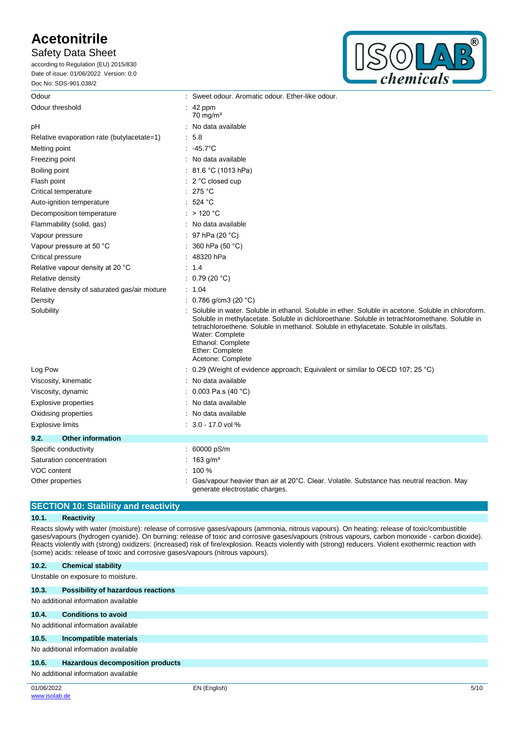| | |
|---|---|
| Odour | : Sweet odour. Aromatic odour. Ether-like odour. |
| Odour threshold | : 42 ppm<br>70 mg/m³ |
| pH | : No data available |
| Relative evaporation rate (butylacetate=1) | : 5.8 |
| Melting point | : -45.7°C |
| Freezing point | : No data available |
| Boiling point | : 81.6 °C (1013 hPa) |
| Flash point | : 2 °C closed cup |
| Critical temperature | : 275 °C |
| Auto-ignition temperature | : 524 °C |
| Decomposition temperature | : > 120 °C |
| Flammability (solid, gas) | : No data available |
| Vapour pressure | : 97 hPa (20 °C) |
| Vapour pressure at 50 °C | : 360 hPa (50 °C) |
| Critical pressure | : 48320 hPa |
| Relative vapour density at 20 °C | : 1.4 |
| Relative density | : 0.79 (20 °C) |
| Relative density of saturated gas/air mixture | : 1.04 |
| Density | : 0.786 g/cm3 (20 °C) |
| Solubility | : Soluble in water. Soluble in ethanol. Soluble in ether. Soluble in acetone. Soluble in chloroform. Soluble in methylacetate. Soluble in dichloroethane. Soluble in tetrachloromethane. Soluble in tetrachloroethene. Soluble in methanol. Soluble in ethylacetate. Soluble in oils/fats.<br>Water: Complete<br>Ethanol: Complete<br>Ether: Complete<br>Acetone: Complete |
| Log Pow | : 0.29 (Weight of evidence approach; Equivalent or similar to OECD 107; 25 °C) |
| Viscosity, kinematic | : No data available |
| Viscosity, dynamic | : 0.003 Pa.s (40 °C) |
| Explosive properties | : No data available |
| Oxidising properties | : No data available |
| Explosive limits | : 3.0 - 17.0 vol % |

### 9.2. Other information

| | |
|---|---|
| Specific conductivity | : 60000 pS/m |
| Saturation concentration | : 163 g/m³ |
| VOC content | : 100 % |
| Other properties | : Gas/vapour heavier than air at 20°C. Clear. Volatile. Substance has neutral reaction. May generate electrostatic charges. |

## SECTION 10: Stability and reactivity

### 10.1. Reactivity

Reacts slowly with water (moisture): release of corrosive gases/vapours (ammonia, nitrous vapours). On heating: release of toxic/combustible gases/vapours (hydrogen cyanide). On burning: release of toxic and corrosive gases/vapours (nitrous vapours, carbon monoxide - carbon dioxide). Reacts violently with (strong) oxidizers: (increased) risk of fire/explosion. Reacts violently with (strong) reducers. Violent exothermic reaction with (some) acids: release of toxic and corrosive gases/vapours (nitrous vapours).

### 10.2. Chemical stability

Unstable on exposure to moisture.

### 10.3. Possibility of hazardous reactions

No additional information available

### 10.4. Conditions to avoid

No additional information available

### 10.5. Incompatible materials

No additional information available

### 10.6. Hazardous decomposition products

No additional information available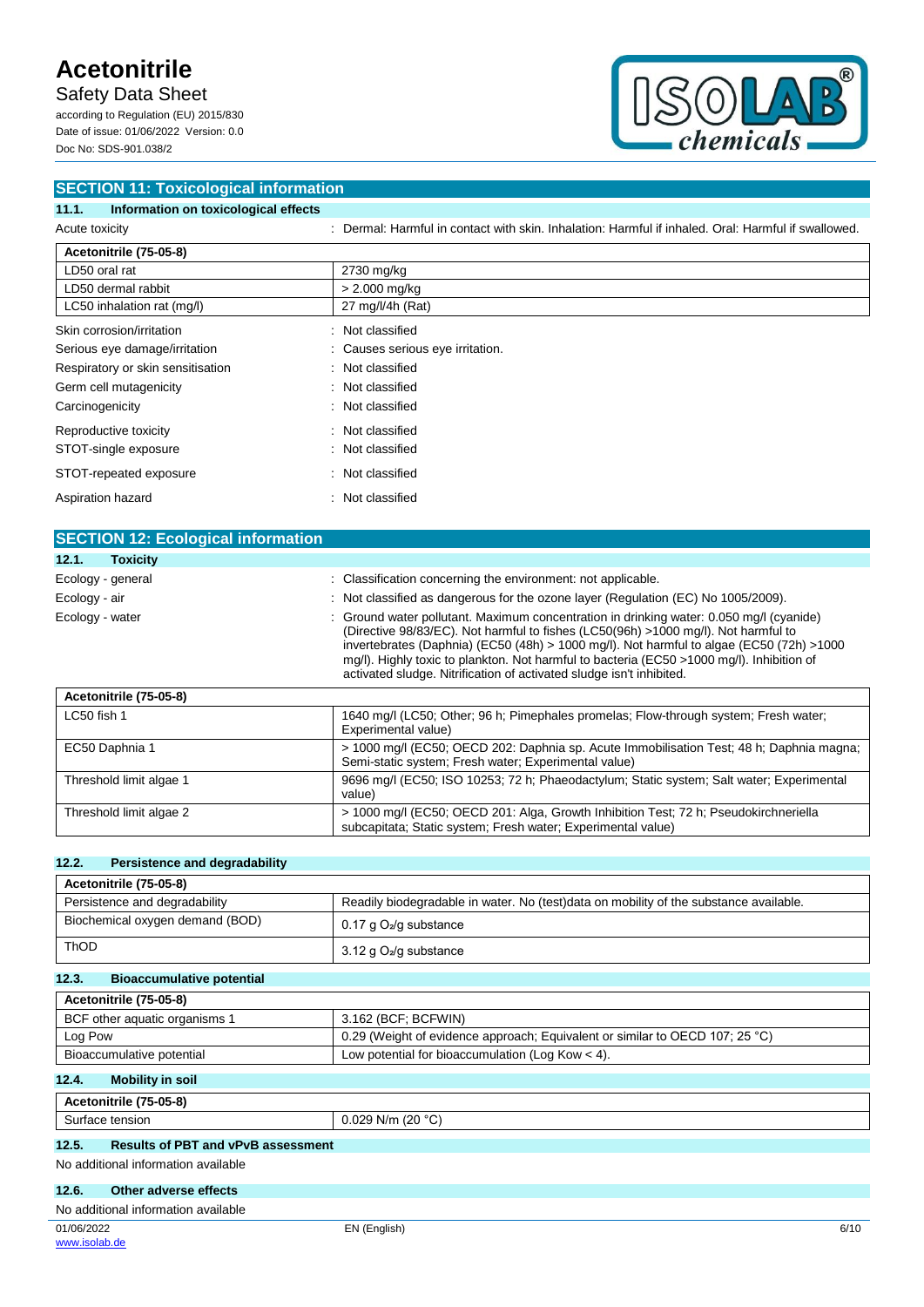## SECTION 11: Toxicological information

### 11.1. Information on toxicological effects

Acute toxicity : Dermal: Harmful in contact with skin. Inhalation: Harmful if inhaled. Oral: Harmful if swallowed.

| Acetonitrile (75-05-8) | |
|---|---|
| LD50 oral rat | 2730 mg/kg |
| LD50 dermal rabbit | > 2.000 mg/kg |
| LC50 inhalation rat (mg/l) | 27 mg/l/4h (Rat) |

Skin corrosion/irritation : Not classified

Serious eye damage/irritation : Causes serious eye irritation.

Respiratory or skin sensitisation : Not classified

Germ cell mutagenicity : Not classified

Carcinogenicity : Not classified

Reproductive toxicity : Not classified

STOT-single exposure : Not classified

STOT-repeated exposure : Not classified

Aspiration hazard : Not classified

## SECTION 12: Ecological information

### 12.1. Toxicity

Ecology - general : Classification concerning the environment: not applicable.

Ecology - air : Not classified as dangerous for the ozone layer (Regulation (EC) No 1005/2009).

Ecology - water : Ground water pollutant. Maximum concentration in drinking water: 0.050 mg/l (cyanide) (Directive 98/83/EC). Not harmful to fishes (LC50(96h) >1000 mg/l). Not harmful to invertebrates (Daphnia) (EC50 (48h) > 1000 mg/l). Not harmful to algae (EC50 (72h) >1000 mg/l). Highly toxic to plankton. Not harmful to bacteria (EC50 >1000 mg/l). Inhibition of activated sludge. Nitrification of activated sludge isn't inhibited.

| Acetonitrile (75-05-8) | |
|---|---|
| LC50 fish 1 | 1640 mg/l (LC50; Other; 96 h; Pimephales promelas; Flow-through system; Fresh water; Experimental value) |
| EC50 Daphnia 1 | > 1000 mg/l (EC50; OECD 202: Daphnia sp. Acute Immobilisation Test; 48 h; Daphnia magna; Semi-static system; Fresh water; Experimental value) |
| Threshold limit algae 1 | 9696 mg/l (EC50; ISO 10253; 72 h; Phaeodactylum; Static system; Salt water; Experimental value) |
| Threshold limit algae 2 | > 1000 mg/l (EC50; OECD 201: Alga, Growth Inhibition Test; 72 h; Pseudokirchneriella subcapitata; Static system; Fresh water; Experimental value) |

### 12.2. Persistence and degradability

| Acetonitrile (75-05-8) | |
|---|---|
| Persistence and degradability | Readily biodegradable in water. No (test)data on mobility of the substance available. |
| Biochemical oxygen demand (BOD) | 0.17 g $O_2$/g substance |
| ThOD | 3.12 g $O_2$/g substance |

### 12.3. Bioaccumulative potential

| Acetonitrile (75-05-8) | |
|---|---|
| BCF other aquatic organisms 1 | 3.162 (BCF; BCFWIN) |
| Log Pow | 0.29 (Weight of evidence approach; Equivalent or similar to OECD 107; 25 °C) |
| Bioaccumulative potential | Low potential for bioaccumulation (Log Kow < 4). |

### 12.4. Mobility in soil

| Acetonitrile (75-05-8) | |
|---|---|
| Surface tension | 0.029 N/m (20 °C) |

### 12.5. Results of PBT and vPvB assessment

No additional information available

### 12.6. Other adverse effects

No additional information available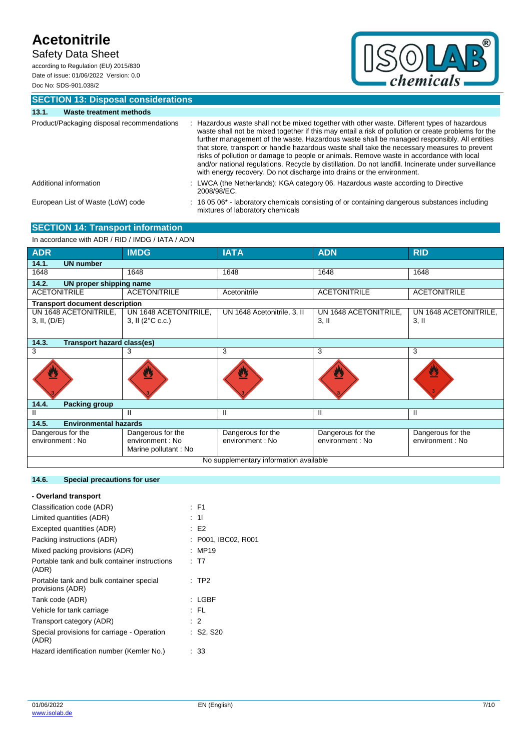## SECTION 13: Disposal considerations

### 13.1. Waste treatment methods

| | |
|---|---|
| Product/Packaging disposal recommendations | : Hazardous waste shall not be mixed together with other waste. Different types of hazardous waste shall not be mixed together if this may entail a risk of pollution or create problems for the further management of the waste. Hazardous waste shall be managed responsibly. All entities that store, transport or handle hazardous waste shall take the necessary measures to prevent risks of pollution or damage to people or animals. Remove waste in accordance with local and/or national regulations. Recycle by distillation. Do not landfill. Incinerate under surveillance with energy recovery. Do not discharge into drains or the environment. |
| Additional information | : LWCA (the Netherlands): KGA category 06. Hazardous waste according to Directive 2008/98/EC. |
| European List of Waste (LoW) code | : 16 05 06* - laboratory chemicals consisting of or containing dangerous substances including mixtures of laboratory chemicals |

## SECTION 14: Transport information

In accordance with ADR / RID / IMDG / IATA / ADN

| ADR | IMDG | IATA | ADN | RID |
|---|---|---|---|---|
| **14.1. UN number** | | | | |
| 1648 | 1648 | 1648 | 1648 | 1648 |
| **14.2. UN proper shipping name** | | | | |
| ACETONITRILE | ACETONITRILE | Acetonitrile | ACETONITRILE | ACETONITRILE |
| **Transport document description** | | | | |
| UN 1648 ACETONITRILE, 3, II, (D/E) | UN 1648 ACETONITRILE, 3, II (2°C c.c.) | UN 1648 Acetonitrile, 3, II | UN 1648 ACETONITRILE, 3, II | UN 1648 ACETONITRILE, 3, II |
| **14.3. Transport hazard class(es)** | | | | |
| 3 | 3 | 3 | 3 | 3 |
| **14.4. Packing group** | | | | |
| II | II | II | II | II |
| **14.5. Environmental hazards** | | | | |
| Dangerous for the environment : No | Dangerous for the environment : No<br>Marine pollutant : No | Dangerous for the environment : No | Dangerous for the environment : No | Dangerous for the environment : No |
| No supplementary information available | | | | |

### 14.6. Special precautions for user

**- Overland transport**

| | |
|---|---|
| Classification code (ADR) | : F1 |
| Limited quantities (ADR) | : 1l |
| Excepted quantities (ADR) | : E2 |
| Packing instructions (ADR) | : P001, IBC02, R001 |
| Mixed packing provisions (ADR) | : MP19 |
| Portable tank and bulk container instructions (ADR) | : T7 |
| Portable tank and bulk container special provisions (ADR) | : TP2 |
| Tank code (ADR) | : LGBF |
| Vehicle for tank carriage | : FL |
| Transport category (ADR) | : 2 |
| Special provisions for carriage - Operation (ADR) | : S2, S20 |
| Hazard identification number (Kemler No.) | : 33 |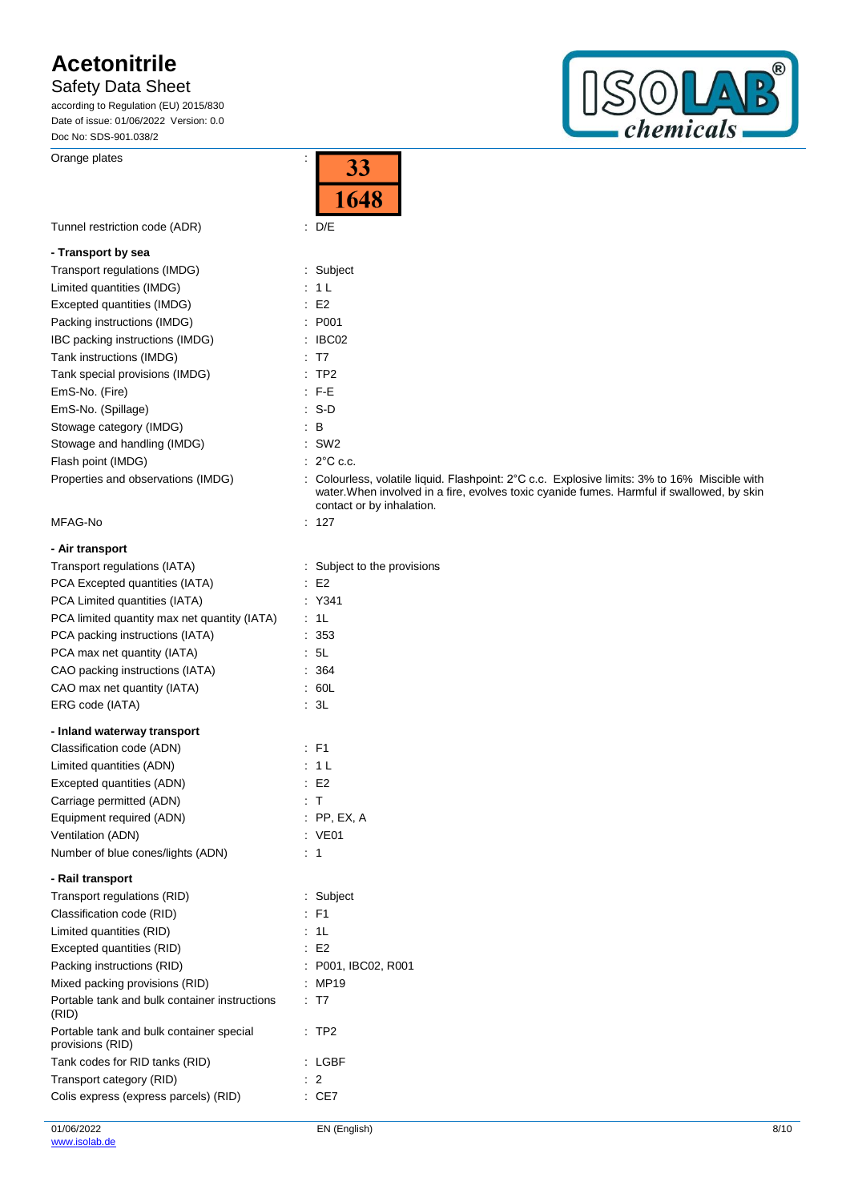| | |
|---|---|
| Orange plates | : 33 / 1648 |
| Tunnel restriction code (ADR) | : D/E |

**- Transport by sea**

| | |
|---|---|
| Transport regulations (IMDG) | : Subject |
| Limited quantities (IMDG) | : 1 L |
| Excepted quantities (IMDG) | : E2 |
| Packing instructions (IMDG) | : P001 |
| IBC packing instructions (IMDG) | : IBC02 |
| Tank instructions (IMDG) | : T7 |
| Tank special provisions (IMDG) | : TP2 |
| EmS-No. (Fire) | : F-E |
| EmS-No. (Spillage) | : S-D |
| Stowage category (IMDG) | : B |
| Stowage and handling (IMDG) | : SW2 |
| Flash point (IMDG) | : 2°C c.c. |
| Properties and observations (IMDG) | : Colourless, volatile liquid. Flashpoint: 2°C c.c. Explosive limits: 3% to 16% Miscible with water.When involved in a fire, evolves toxic cyanide fumes. Harmful if swallowed, by skin contact or by inhalation. |
| MFAG-No | : 127 |

**- Air transport**

| | |
|---|---|
| Transport regulations (IATA) | : Subject to the provisions |
| PCA Excepted quantities (IATA) | : E2 |
| PCA Limited quantities (IATA) | : Y341 |
| PCA limited quantity max net quantity (IATA) | : 1L |
| PCA packing instructions (IATA) | : 353 |
| PCA max net quantity (IATA) | : 5L |
| CAO packing instructions (IATA) | : 364 |
| CAO max net quantity (IATA) | : 60L |
| ERG code (IATA) | : 3L |

**- Inland waterway transport**

| | |
|---|---|
| Classification code (ADN) | : F1 |
| Limited quantities (ADN) | : 1 L |
| Excepted quantities (ADN) | : E2 |
| Carriage permitted (ADN) | : T |
| Equipment required (ADN) | : PP, EX, A |
| Ventilation (ADN) | : VE01 |
| Number of blue cones/lights (ADN) | : 1 |

**- Rail transport**

| | |
|---|---|
| Transport regulations (RID) | : Subject |
| Classification code (RID) | : F1 |
| Limited quantities (RID) | : 1L |
| Excepted quantities (RID) | : E2 |
| Packing instructions (RID) | : P001, IBC02, R001 |
| Mixed packing provisions (RID) | : MP19 |
| Portable tank and bulk container instructions (RID) | : T7 |
| Portable tank and bulk container special provisions (RID) | : TP2 |
| Tank codes for RID tanks (RID) | : LGBF |
| Transport category (RID) | : 2 |
| Colis express (express parcels) (RID) | : CE7 |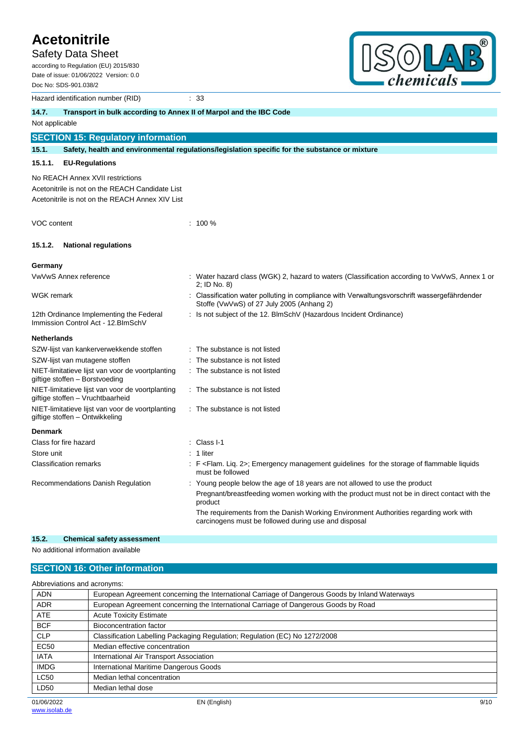Hazard identification number (RID) : 33

### 14.7. Transport in bulk according to Annex II of Marpol and the IBC Code

Not applicable

## SECTION 15: Regulatory information

### 15.1. Safety, health and environmental regulations/legislation specific for the substance or mixture

#### 15.1.1. EU-Regulations

No REACH Annex XVII restrictions

Acetonitrile is not on the REACH Candidate List

Acetonitrile is not on the REACH Annex XIV List

VOC content : 100 %

#### 15.1.2. National regulations

**Germany**

| | |
|---|---|
| VwVwS Annex reference | : Water hazard class (WGK) 2, hazard to waters (Classification according to VwVwS, Annex 1 or 2; ID No. 8) |
| WGK remark | : Classification water polluting in compliance with Verwaltungsvorschrift wassergefährdender Stoffe (VwVwS) of 27 July 2005 (Anhang 2) |
| 12th Ordinance Implementing the Federal Immission Control Act - 12.BImSchV | : Is not subject of the 12. BlmSchV (Hazardous Incident Ordinance) |

**Netherlands**

| | |
|---|---|
| SZW-lijst van kankerverwekkende stoffen | : The substance is not listed |
| SZW-lijst van mutagene stoffen | : The substance is not listed |
| NIET-limitatieve lijst van voor de voortplanting giftige stoffen – Borstvoeding | : The substance is not listed |
| NIET-limitatieve lijst van voor de voortplanting giftige stoffen – Vruchtbaarheid | : The substance is not listed |
| NIET-limitatieve lijst van voor de voortplanting giftige stoffen – Ontwikkeling | : The substance is not listed |

**Denmark**

| | |
|---|---|
| Class for fire hazard | : Class I-1 |
| Store unit | : 1 liter |
| Classification remarks | : F <Flam. Liq. 2>; Emergency management guidelines for the storage of flammable liquids must be followed |
| Recommendations Danish Regulation | : Young people below the age of 18 years are not allowed to use the product<br>Pregnant/breastfeeding women working with the product must not be in direct contact with the product<br>The requirements from the Danish Working Environment Authorities regarding work with carcinogens must be followed during use and disposal |

### 15.2. Chemical safety assessment

No additional information available

## SECTION 16: Other information

Abbreviations and acronyms:

| | |
|---|---|
| ADN | European Agreement concerning the International Carriage of Dangerous Goods by Inland Waterways |
| ADR | European Agreement concerning the International Carriage of Dangerous Goods by Road |
| ATE | Acute Toxicity Estimate |
| BCF | Bioconcentration factor |
| CLP | Classification Labelling Packaging Regulation; Regulation (EC) No 1272/2008 |
| EC50 | Median effective concentration |
| IATA | International Air Transport Association |
| IMDG | International Maritime Dangerous Goods |
| LC50 | Median lethal concentration |
| LD50 | Median lethal dose |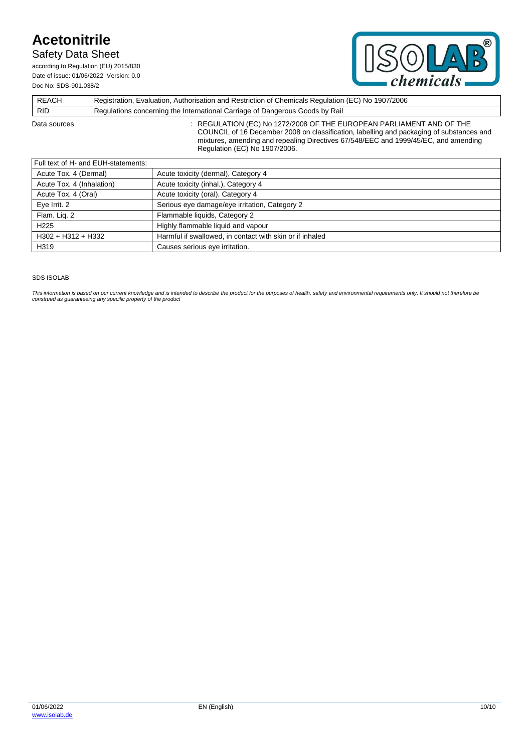| | |
|---|---|
| REACH | Registration, Evaluation, Authorisation and Restriction of Chemicals Regulation (EC) No 1907/2006 |
| RID | Regulations concerning the International Carriage of Dangerous Goods by Rail |

Data sources : REGULATION (EC) No 1272/2008 OF THE EUROPEAN PARLIAMENT AND OF THE COUNCIL of 16 December 2008 on classification, labelling and packaging of substances and mixtures, amending and repealing Directives 67/548/EEC and 1999/45/EC, and amending Regulation (EC) No 1907/2006.

| Full text of H- and EUH-statements: | |
|---|---|
| Acute Tox. 4 (Dermal) | Acute toxicity (dermal), Category 4 |
| Acute Tox. 4 (Inhalation) | Acute toxicity (inhal.), Category 4 |
| Acute Tox. 4 (Oral) | Acute toxicity (oral), Category 4 |
| Eye Irrit. 2 | Serious eye damage/eye irritation, Category 2 |
| Flam. Liq. 2 | Flammable liquids, Category 2 |
| H225 | Highly flammable liquid and vapour |
| H302 + H312 + H332 | Harmful if swallowed, in contact with skin or if inhaled |
| H319 | Causes serious eye irritation. |

SDS ISOLAB

*This information is based on our current knowledge and is intended to describe the product for the purposes of health, safety and environmental requirements only. It should not therefore be construed as guaranteeing any specific property of the product*